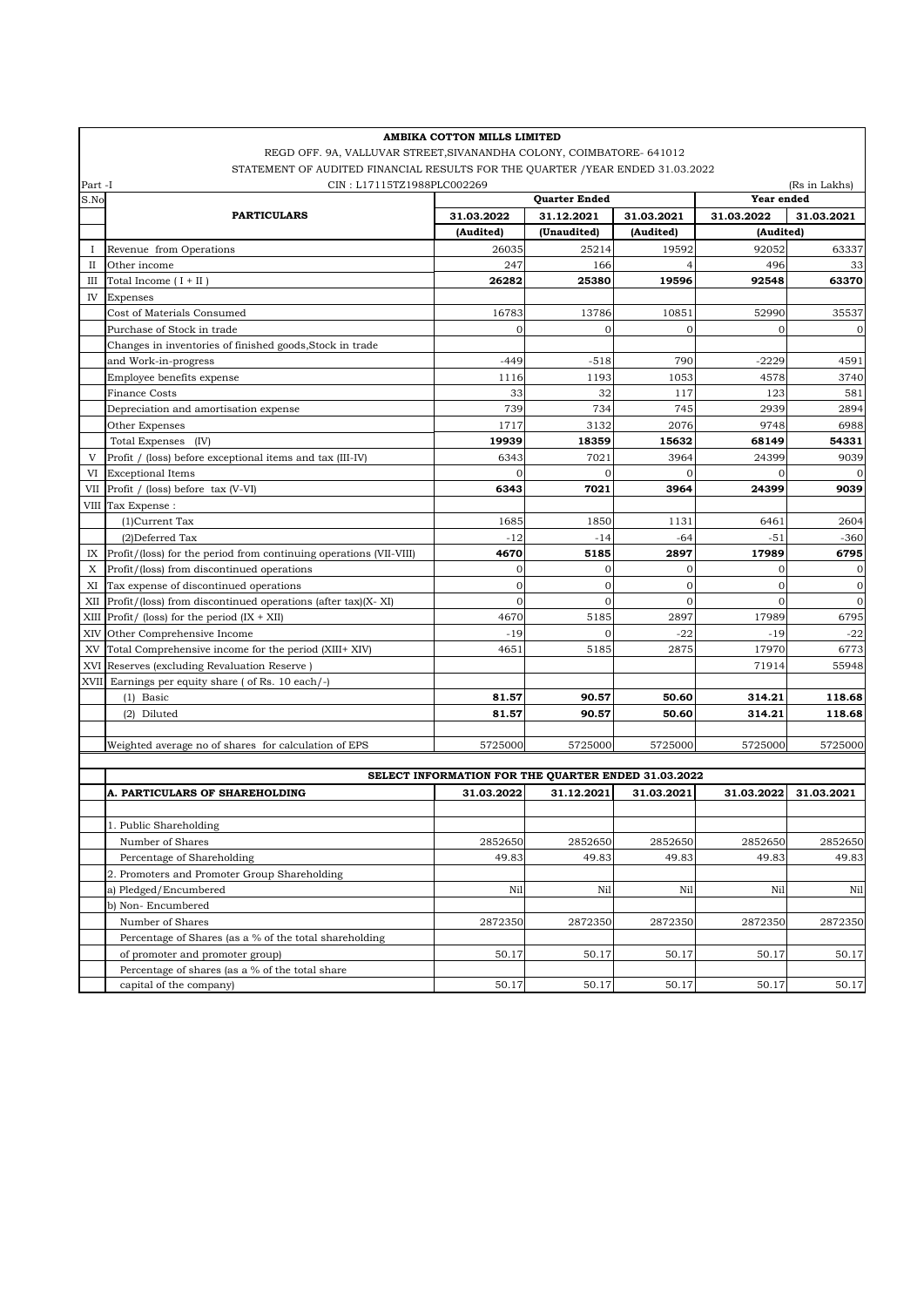# AMBIKA COTTON MILLS LIMITED

REGD OFF. 9A, VALLUVAR STREET,SIVANANDHA COLONY, COIMBATORE- 641012

STATEMENT OF AUDITED FINANCIAL RESULTS FOR THE QUARTER /YEAR ENDED 31.03.2022

Part -I CIN : L17115TZ1988PLC002269 (Rs in Lakhs)

| S.No | PARTICULARS | Quarter Ended | | | Year ended | |
|---|---|---|---|---|---|---|
| | | 31.03.2022 | 31.12.2021 | 31.03.2021 | 31.03.2022 | 31.03.2021 |
| | | (Audited) | (Unaudited) | (Audited) | (Audited) | |
| I | Revenue from Operations | 26035 | 25214 | 19592 | 92052 | 63337 |
| II | Other income | 247 | 166 | 4 | 496 | 33 |
| III | Total Income ( I + II ) | **26282** | **25380** | **19596** | **92548** | **63370** |
| IV | Expenses | | | | | |
| | Cost of Materials Consumed | 16783 | 13786 | 10851 | 52990 | 35537 |
| | Purchase of Stock in trade | 0 | 0 | 0 | 0 | 0 |
| | Changes in inventories of finished goods,Stock in trade and Work-in-progress | -449 | -518 | 790 | -2229 | 4591 |
| | Employee benefits expense | 1116 | 1193 | 1053 | 4578 | 3740 |
| | Finance Costs | 33 | 32 | 117 | 123 | 581 |
| | Depreciation and amortisation expense | 739 | 734 | 745 | 2939 | 2894 |
| | Other Expenses | 1717 | 3132 | 2076 | 9748 | 6988 |
| | Total Expenses (IV) | **19939** | **18359** | **15632** | **68149** | **54331** |
| V | Profit / (loss) before exceptional items and tax (III-IV) | 6343 | 7021 | 3964 | 24399 | 9039 |
| VI | Exceptional Items | 0 | 0 | 0 | 0 | 0 |
| VII | Profit / (loss) before tax (V-VI) | **6343** | **7021** | **3964** | **24399** | **9039** |
| VIII | Tax Expense : | | | | | |
| | (1)Current Tax | 1685 | 1850 | 1131 | 6461 | 2604 |
| | (2)Deferred Tax | -12 | -14 | -64 | -51 | -360 |
| IX | Profit/(loss) for the period from continuing operations (VII-VIII) | **4670** | **5185** | **2897** | **17989** | **6795** |
| X | Profit/(loss) from discontinued operations | 0 | 0 | 0 | 0 | 0 |
| XI | Tax expense of discontinued operations | 0 | 0 | 0 | 0 | 0 |
| XII | Profit/(loss) from discontinued operations (after tax)(X- XI) | 0 | 0 | 0 | 0 | 0 |
| XIII | Profit/ (loss) for the period (IX + XII) | 4670 | 5185 | 2897 | 17989 | 6795 |
| XIV | Other Comprehensive Income | -19 | 0 | -22 | -19 | -22 |
| XV | Total Comprehensive income for the period (XIII+ XIV) | 4651 | 5185 | 2875 | 17970 | 6773 |
| XVI | Reserves (excluding Revaluation Reserve ) | | | | 71914 | 55948 |
| XVII | Earnings per equity share ( of Rs. 10 each/-) | | | | | |
| | (1) Basic | **81.57** | **90.57** | **50.60** | **314.21** | **118.68** |
| | (2) Diluted | **81.57** | **90.57** | **50.60** | **314.21** | **118.68** |
| | Weighted average no of shares for calculation of EPS | 5725000 | 5725000 | 5725000 | 5725000 | 5725000 |

**SELECT INFORMATION FOR THE QUARTER ENDED 31.03.2022**

| A. PARTICULARS OF SHAREHOLDING | 31.03.2022 | 31.12.2021 | 31.03.2021 | 31.03.2022 | 31.03.2021 |
|---|---|---|---|---|---|
| 1. Public Shareholding | | | | | |
| Number of Shares | 2852650 | 2852650 | 2852650 | 2852650 | 2852650 |
| Percentage of Shareholding | 49.83 | 49.83 | 49.83 | 49.83 | 49.83 |
| 2. Promoters and Promoter Group Shareholding | | | | | |
| a) Pledged/Encumbered | Nil | Nil | Nil | Nil | Nil |
| b) Non- Encumbered | | | | | |
| Number of Shares | 2872350 | 2872350 | 2872350 | 2872350 | 2872350 |
| Percentage of Shares (as a % of the total shareholding of promoter and promoter group) | 50.17 | 50.17 | 50.17 | 50.17 | 50.17 |
| Percentage of shares (as a % of the total share capital of the company) | 50.17 | 50.17 | 50.17 | 50.17 | 50.17 |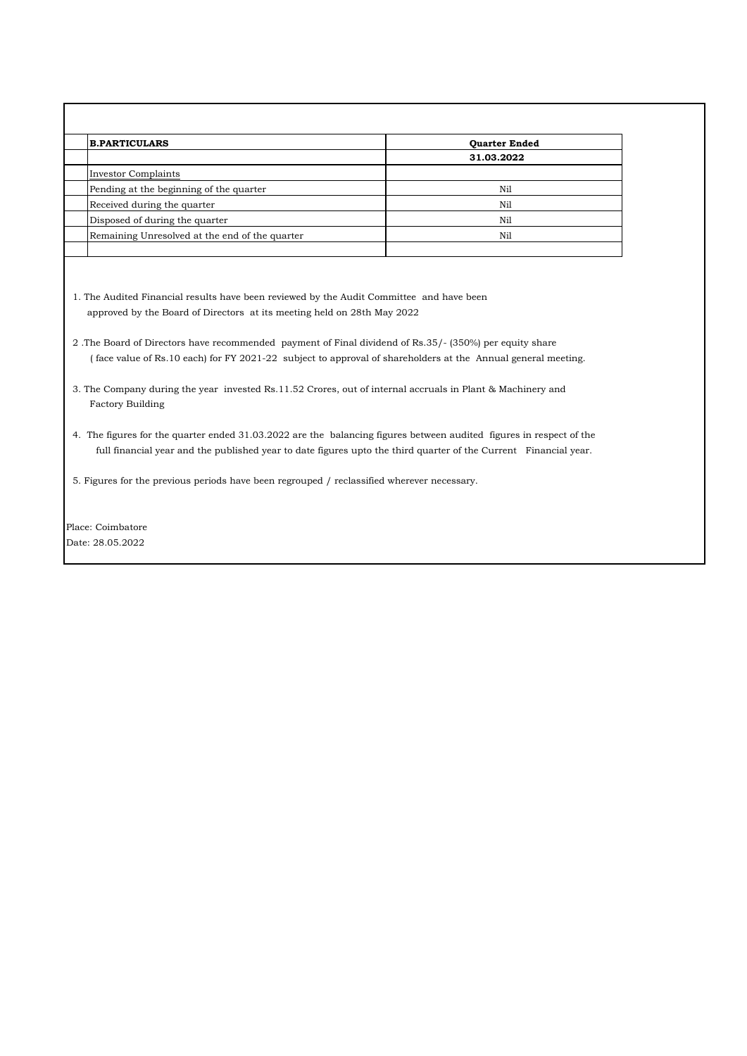| B.PARTICULARS | Quarter Ended |
|---|---|
| | 31.03.2022 |
| Investor Complaints | |
| Pending at the beginning of the quarter | Nil |
| Received during the quarter | Nil |
| Disposed of during the quarter | Nil |
| Remaining Unresolved at the end of the quarter | Nil |

1. The Audited Financial results have been reviewed by the Audit Committee and have been approved by the Board of Directors at its meeting held on 28th May 2022

2. The Board of Directors have recommended payment of Final dividend of Rs.35/- (350%) per equity share ( face value of Rs.10 each) for FY 2021-22 subject to approval of shareholders at the Annual general meeting.

3. The Company during the year invested Rs.11.52 Crores, out of internal accruals in Plant & Machinery and Factory Building

4. The figures for the quarter ended 31.03.2022 are the balancing figures between audited figures in respect of the full financial year and the published year to date figures upto the third quarter of the Current Financial year.

5. Figures for the previous periods have been regrouped / reclassified wherever necessary.

Place: Coimbatore
Date: 28.05.2022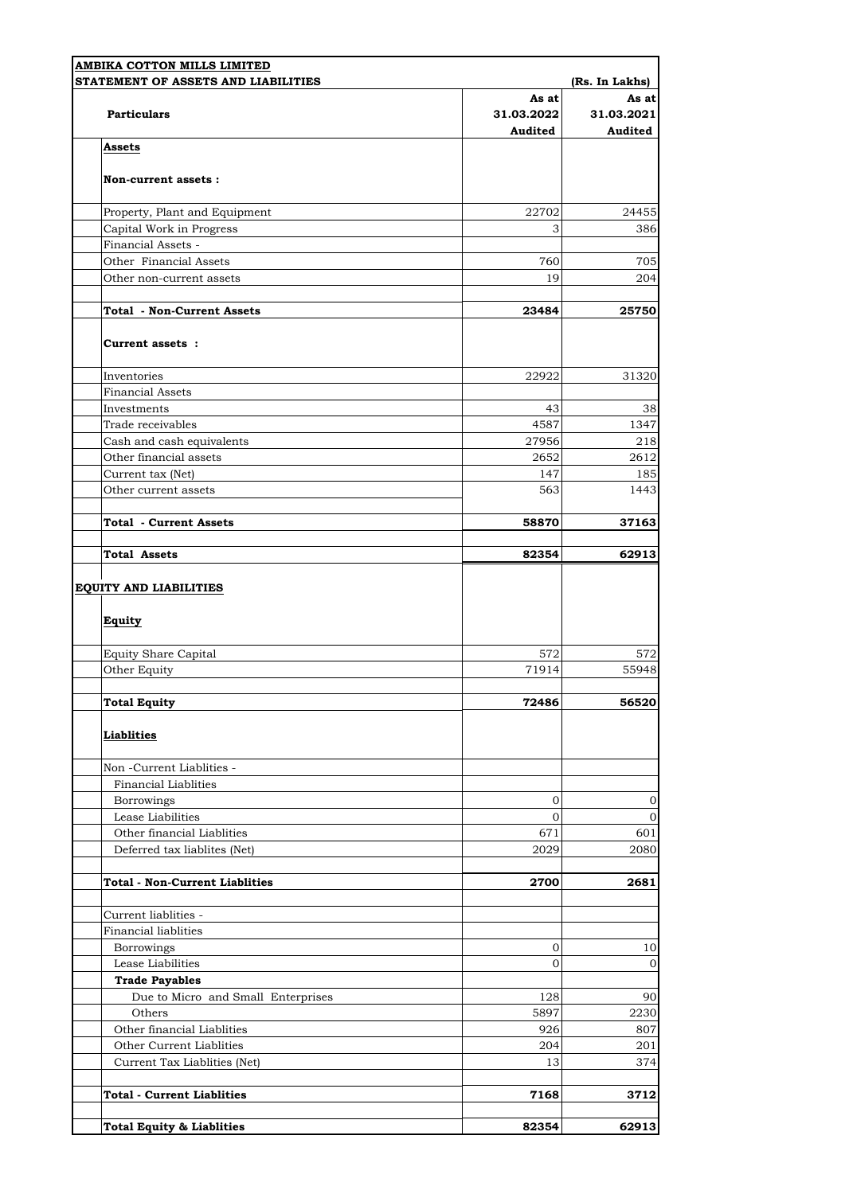**AMBIKA COTTON MILLS LIMITED**

**STATEMENT OF ASSETS AND LIABILITIES** (Rs. In Lakhs)

| Particulars | As at 31.03.2022 Audited | As at 31.03.2021 Audited |
|---|---|---|
| **Assets** | | |
| **Non-current assets :** | | |
| Property, Plant and Equipment | 22702 | 24455 |
| Capital Work in Progress | 3 | 386 |
| Financial Assets - | | |
| Other Financial Assets | 760 | 705 |
| Other non-current assets | 19 | 204 |
| **Total - Non-Current Assets** | **23484** | **25750** |
| **Current assets :** | | |
| Inventories | 22922 | 31320 |
| Financial Assets | | |
| Investments | 43 | 38 |
| Trade receivables | 4587 | 1347 |
| Cash and cash equivalents | 27956 | 218 |
| Other financial assets | 2652 | 2612 |
| Current tax (Net) | 147 | 185 |
| Other current assets | 563 | 1443 |
| **Total - Current Assets** | **58870** | **37163** |
| **Total Assets** | **82354** | **62913** |
| **EQUITY AND LIABILITIES** | | |
| **Equity** | | |
| Equity Share Capital | 572 | 572 |
| Other Equity | 71914 | 55948 |
| **Total Equity** | **72486** | **56520** |
| **Liablities** | | |
| Non -Current Liablities - | | |
| Financial Liablities | | |
| Borrowings | 0 | 0 |
| Lease Liabilities | 0 | 0 |
| Other financial Liablities | 671 | 601 |
| Deferred tax liablites (Net) | 2029 | 2080 |
| **Total - Non-Current Liablities** | **2700** | **2681** |
| Current liablities - | | |
| Financial liablities | | |
| Borrowings | 0 | 10 |
| Lease Liabilities | 0 | 0 |
| **Trade Payables** | | |
| Due to Micro and Small Enterprises | 128 | 90 |
| Others | 5897 | 2230 |
| Other financial Liablities | 926 | 807 |
| Other Current Liablities | 204 | 201 |
| Current Tax Liablities (Net) | 13 | 374 |
| **Total - Current Liablities** | **7168** | **3712** |
| **Total Equity & Liablities** | **82354** | **62913** |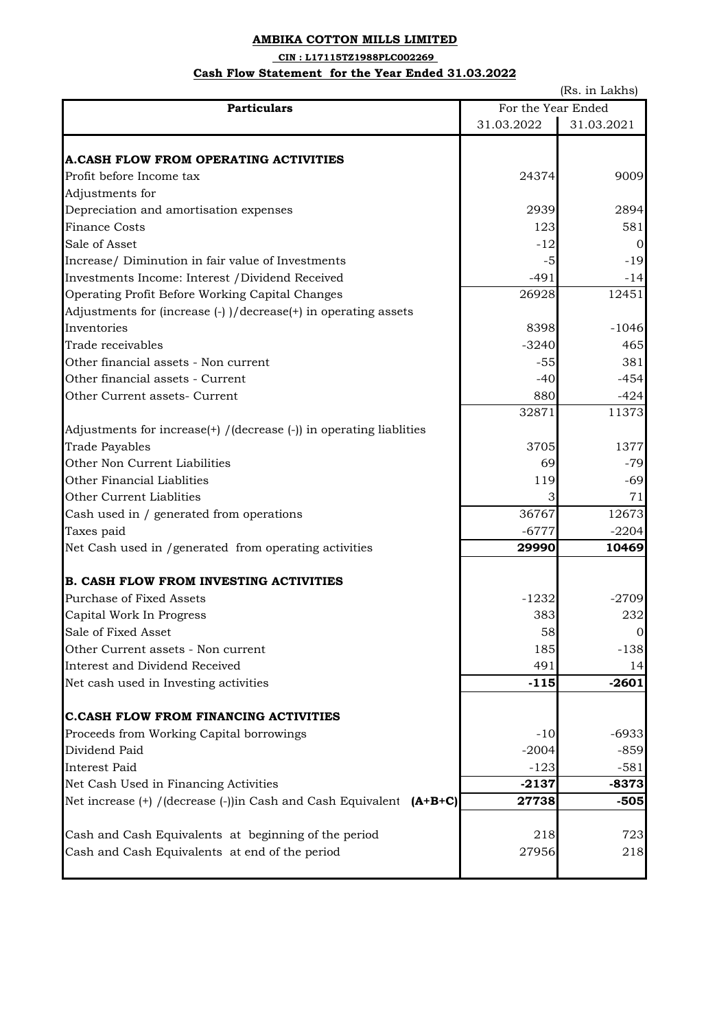**AMBIKA COTTON MILLS LIMITED**

**CIN : L17115TZ1988PLC002269**

**Cash Flow Statement for the Year Ended 31.03.2022**

(Rs. in Lakhs)

| Particulars | For the Year Ended | |
|---|---|---|
| | 31.03.2022 | 31.03.2021 |
| **A.CASH FLOW FROM OPERATING ACTIVITIES** | | |
| Profit before Income tax | 24374 | 9009 |
| Adjustments for | | |
| Depreciation and amortisation expenses | 2939 | 2894 |
| Finance Costs | 123 | 581 |
| Sale of Asset | -12 | 0 |
| Increase/ Diminution in fair value of Investments | -5 | -19 |
| Investments Income: Interest /Dividend Received | -491 | -14 |
| Operating Profit Before Working Capital Changes | 26928 | 12451 |
| Adjustments for (increase (-) )/decrease(+) in operating assets | | |
| Inventories | 8398 | -1046 |
| Trade receivables | -3240 | 465 |
| Other financial assets - Non current | -55 | 381 |
| Other financial assets - Current | -40 | -454 |
| Other Current assets- Current | 880 | -424 |
| | 32871 | 11373 |
| Adjustments for increase(+) /(decrease (-)) in operating liablities | | |
| Trade Payables | 3705 | 1377 |
| Other Non Current Liabilities | 69 | -79 |
| Other Financial Liablities | 119 | -69 |
| Other Current Liablities | 3 | 71 |
| Cash used in / generated from operations | 36767 | 12673 |
| Taxes paid | -6777 | -2204 |
| Net Cash used in /generated from operating activities | **29990** | **10469** |
| **B. CASH FLOW FROM INVESTING ACTIVITIES** | | |
| Purchase of Fixed Assets | -1232 | -2709 |
| Capital Work In Progress | 383 | 232 |
| Sale of Fixed Asset | 58 | 0 |
| Other Current assets - Non current | 185 | -138 |
| Interest and Dividend Received | 491 | 14 |
| Net cash used in Investing activities | **-115** | **-2601** |
| **C.CASH FLOW FROM FINANCING ACTIVITIES** | | |
| Proceeds from Working Capital borrowings | -10 | -6933 |
| Dividend Paid | -2004 | -859 |
| Interest Paid | -123 | -581 |
| Net Cash Used in Financing Activities | **-2137** | **-8373** |
| Net increase (+) /(decrease (-))in Cash and Cash Equivalent **(A+B+C)** | **27738** | **-505** |
| Cash and Cash Equivalents at beginning of the period | 218 | 723 |
| Cash and Cash Equivalents at end of the period | 27956 | 218 |